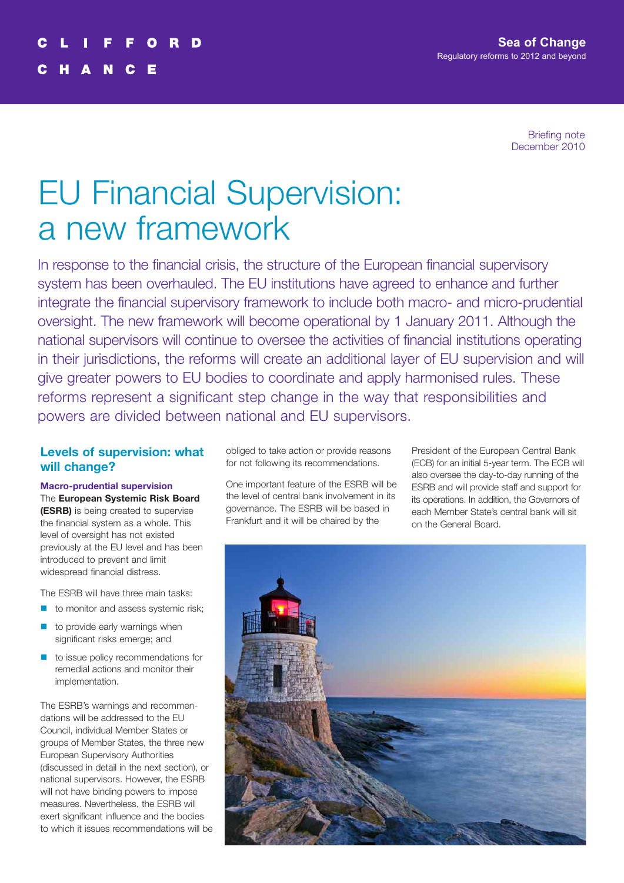# EU Financial Supervision: a new framework

Briefing note
December 2010

In response to the financial crisis, the structure of the European financial supervisory system has been overhauled. The EU institutions have agreed to enhance and further integrate the financial supervisory framework to include both macro- and micro-prudential oversight. The new framework will become operational by 1 January 2011. Although the national supervisors will continue to oversee the activities of financial institutions operating in their jurisdictions, the reforms will create an additional layer of EU supervision and will give greater powers to EU bodies to coordinate and apply harmonised rules. These reforms represent a significant step change in the way that responsibilities and powers are divided between national and EU supervisors.

## Levels of supervision: what will change?

### Macro-prudential supervision

The **European Systemic Risk Board (ESRB)** is being created to supervise the financial system as a whole. This level of oversight has not existed previously at the EU level and has been introduced to prevent and limit widespread financial distress.

The ESRB will have three main tasks:

- to monitor and assess systemic risk;
- to provide early warnings when significant risks emerge; and
- to issue policy recommendations for remedial actions and monitor their implementation.

The ESRB's warnings and recommendations will be addressed to the EU Council, individual Member States or groups of Member States, the three new European Supervisory Authorities (discussed in detail in the next section), or national supervisors. However, the ESRB will not have binding powers to impose measures. Nevertheless, the ESRB will exert significant influence and the bodies to which it issues recommendations will be obliged to take action or provide reasons for not following its recommendations.

One important feature of the ESRB will be the level of central bank involvement in its governance. The ESRB will be based in Frankfurt and it will be chaired by the President of the European Central Bank (ECB) for an initial 5-year term. The ECB will also oversee the day-to-day running of the ESRB and will provide staff and support for its operations. In addition, the Governors of each Member State's central bank will sit on the General Board.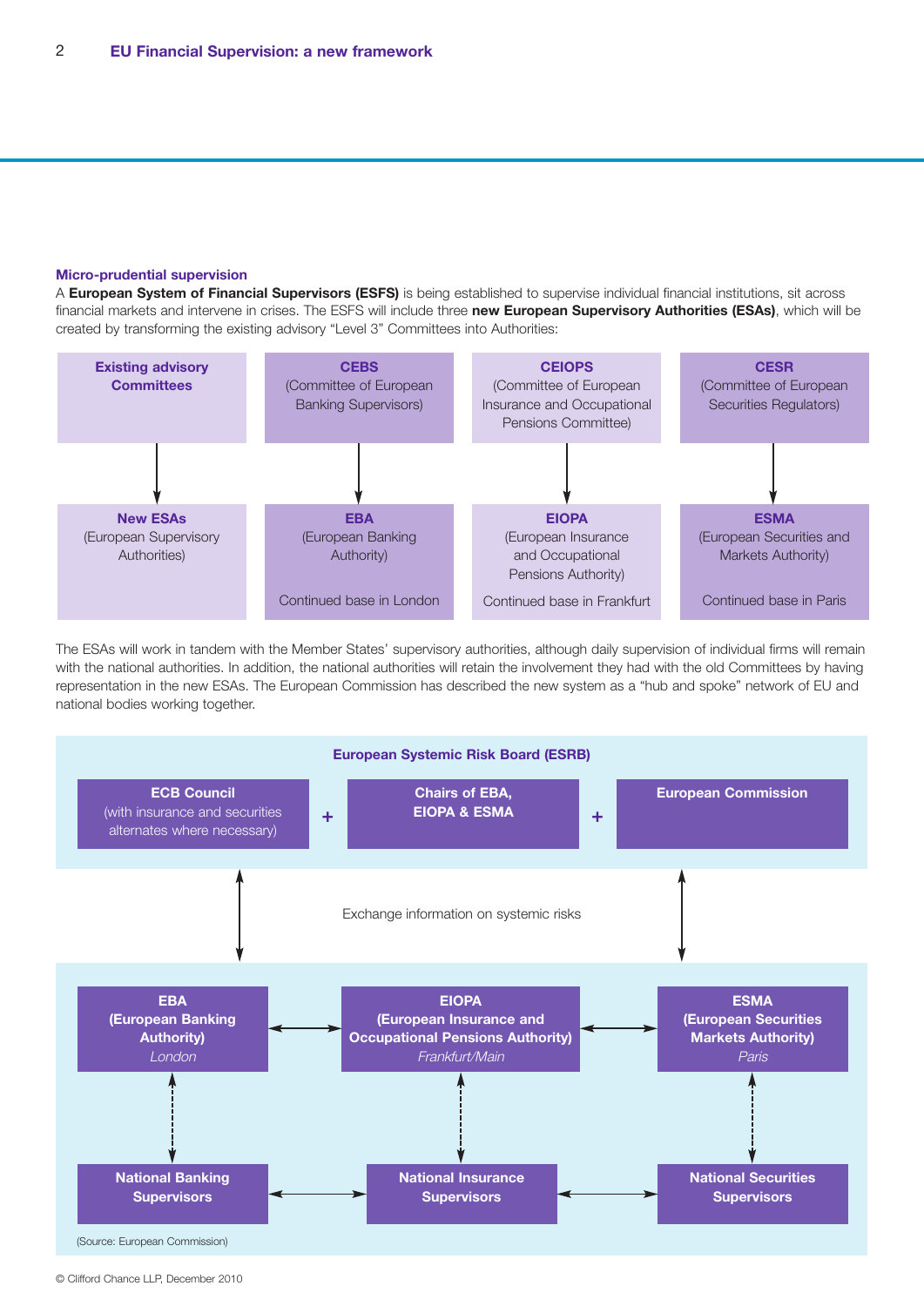### Micro-prudential supervision

A **European System of Financial Supervisors (ESFS)** is being established to supervise individual financial institutions, sit across financial markets and intervene in crises. The ESFS will include three **new European Supervisory Authorities (ESAs)**, which will be created by transforming the existing advisory "Level 3" Committees into Authorities:

| **Existing advisory Committees** | **CEBS** (Committee of European Banking Supervisors) | **CEIOPS** (Committee of European Insurance and Occupational Pensions Committee) | **CESR** (Committee of European Securities Regulators) |
|---|---|---|---|
| ↓ | ↓ | ↓ | ↓ |
| **New ESAs** (European Supervisory Authorities) | **EBA** (European Banking Authority) Continued base in London | **EIOPA** (European Insurance and Occupational Pensions Authority) Continued base in Frankfurt | **ESMA** (European Securities and Markets Authority) Continued base in Paris |

The ESAs will work in tandem with the Member States' supervisory authorities, although daily supervision of individual firms will remain with the national authorities. In addition, the national authorities will retain the involvement they had with the old Committees by having representation in the new ESAs. The European Commission has described the new system as a "hub and spoke" network of EU and national bodies working together.

**European Systemic Risk Board (ESRB)**

**ECB Council** (with insurance and securities alternates where necessary) + **Chairs of EBA, EIOPA & ESMA** + **European Commission**

↕ Exchange information on systemic risks ↕

| **EBA (European Banking Authority)** *London* | ↔ | **EIOPA (European Insurance and Occupational Pensions Authority)** *Frankfurt/Main* | ↔ | **ESMA (European Securities Markets Authority)** *Paris* |
|---|---|---|---|---|
| ↕ | | ↕ | | ↕ |
| **National Banking Supervisors** | ↔ | **National Insurance Supervisors** | ↔ | **National Securities Supervisors** |

(Source: European Commission)

© Clifford Chance LLP, December 2010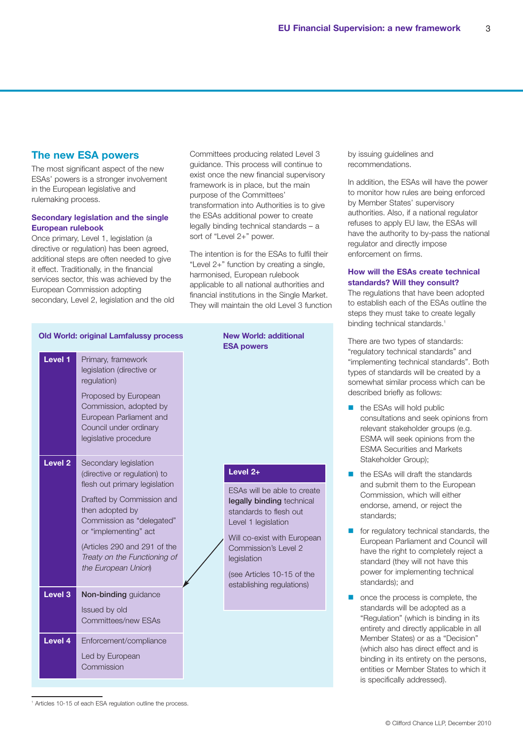## The new ESA powers

The most significant aspect of the new ESAs' powers is a stronger involvement in the European legislative and rulemaking process.

### Secondary legislation and the single European rulebook

Once primary, Level 1, legislation (a directive or regulation) has been agreed, additional steps are often needed to give it effect. Traditionally, in the financial services sector, this was achieved by the European Commission adopting secondary, Level 2, legislation and the old Committees producing related Level 3 guidance. This process will continue to exist once the new financial supervisory framework is in place, but the main purpose of the Committees' transformation into Authorities is to give the ESAs additional power to create legally binding technical standards – a sort of "Level 2+" power.

The intention is for the ESAs to fulfil their "Level 2+" function by creating a single, harmonised, European rulebook applicable to all national authorities and financial institutions in the Single Market. They will maintain the old Level 3 function by issuing guidelines and recommendations.

In addition, the ESAs will have the power to monitor how rules are being enforced by Member States' supervisory authorities. Also, if a national regulator refuses to apply EU law, the ESAs will have the authority to by-pass the national regulator and directly impose enforcement on firms.

**Old World: original Lamfalussy process**

| Level | Description |
|---|---|
| **Level 1** | Primary, framework legislation (directive or regulation)<br><br>Proposed by European Commission, adopted by European Parliament and Council under ordinary legislative procedure |
| **Level 2** | Secondary legislation (directive or regulation) to flesh out primary legislation<br><br>Drafted by Commission and then adopted by Commission as "delegated" or "implementing" act<br><br>(Articles 290 and 291 of the *Treaty on the Functioning of the European Union*) |
| **Level 3** | **Non-binding** guidance<br><br>Issued by old Committees/new ESAs |
| **Level 4** | Enforcement/compliance<br><br>Led by European Commission |

**New World: additional ESA powers**

| Level 2+ |
|---|
| ESAs will be able to create **legally binding** technical standards to flesh out Level 1 legislation<br><br>Will co-exist with European Commission's Level 2 legislation<br><br>(see Articles 10-15 of the establishing regulations) |

### How will the ESAs create technical standards? Will they consult?

The regulations that have been adopted to establish each of the ESAs outline the steps they must take to create legally binding technical standards.[1]

There are two types of standards: "regulatory technical standards" and "implementing technical standards". Both types of standards will be created by a somewhat similar process which can be described briefly as follows:

- the ESAs will hold public consultations and seek opinions from relevant stakeholder groups (e.g. ESMA will seek opinions from the ESMA Securities and Markets Stakeholder Group);
- the ESAs will draft the standards and submit them to the European Commission, which will either endorse, amend, or reject the standards;
- for regulatory technical standards, the European Parliament and Council will have the right to completely reject a standard (they will not have this power for implementing technical standards); and
- once the process is complete, the standards will be adopted as a "Regulation" (which is binding in its entirety and directly applicable in all Member States) or as a "Decision" (which also has direct effect and is binding in its entirety on the persons, entities or Member States to which it is specifically addressed).

[1] Articles 10-15 of each ESA regulation outline the process.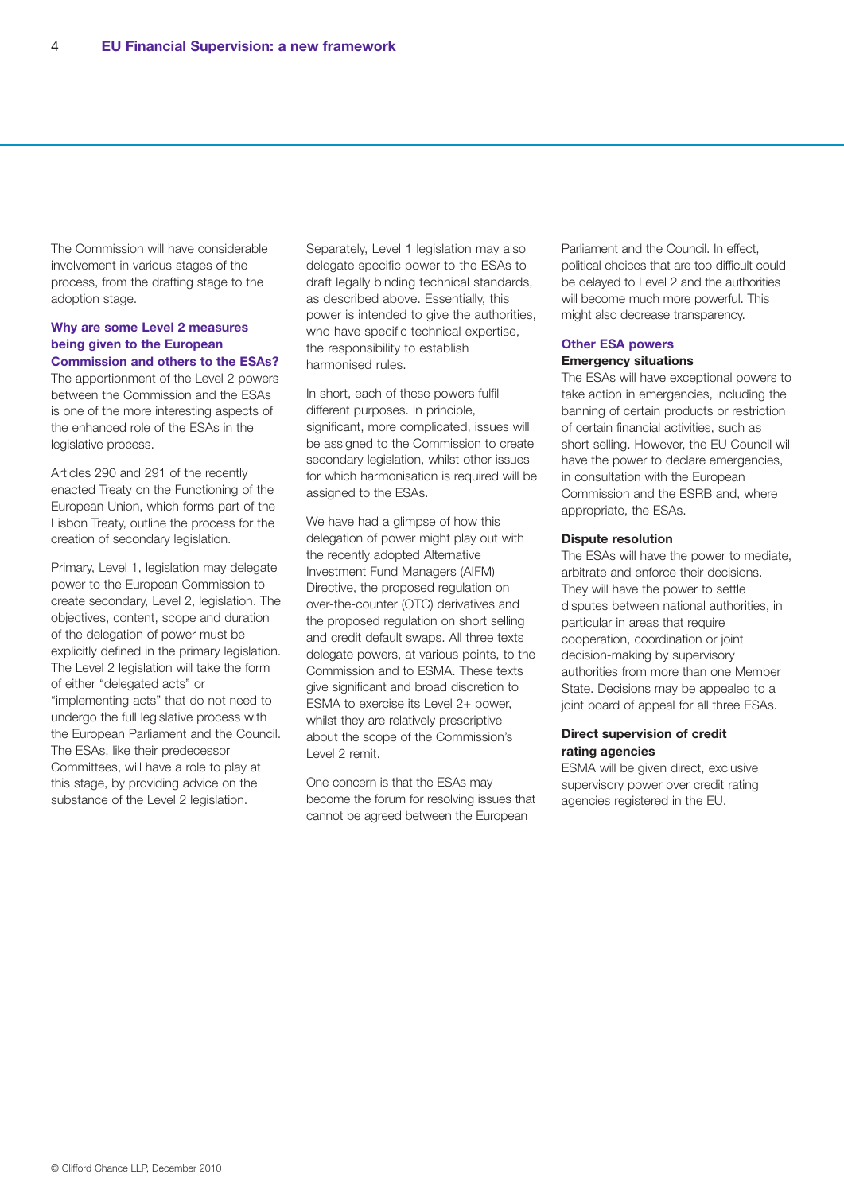The Commission will have considerable involvement in various stages of the process, from the drafting stage to the adoption stage.

### Why are some Level 2 measures being given to the European Commission and others to the ESAs?

The apportionment of the Level 2 powers between the Commission and the ESAs is one of the more interesting aspects of the enhanced role of the ESAs in the legislative process.

Articles 290 and 291 of the recently enacted Treaty on the Functioning of the European Union, which forms part of the Lisbon Treaty, outline the process for the creation of secondary legislation.

Primary, Level 1, legislation may delegate power to the European Commission to create secondary, Level 2, legislation. The objectives, content, scope and duration of the delegation of power must be explicitly defined in the primary legislation. The Level 2 legislation will take the form of either "delegated acts" or "implementing acts" that do not need to undergo the full legislative process with the European Parliament and the Council. The ESAs, like their predecessor Committees, will have a role to play at this stage, by providing advice on the substance of the Level 2 legislation.

Separately, Level 1 legislation may also delegate specific power to the ESAs to draft legally binding technical standards, as described above. Essentially, this power is intended to give the authorities, who have specific technical expertise, the responsibility to establish harmonised rules.

In short, each of these powers fulfil different purposes. In principle, significant, more complicated, issues will be assigned to the Commission to create secondary legislation, whilst other issues for which harmonisation is required will be assigned to the ESAs.

We have had a glimpse of how this delegation of power might play out with the recently adopted Alternative Investment Fund Managers (AIFM) Directive, the proposed regulation on over-the-counter (OTC) derivatives and the proposed regulation on short selling and credit default swaps. All three texts delegate powers, at various points, to the Commission and to ESMA. These texts give significant and broad discretion to ESMA to exercise its Level 2+ power, whilst they are relatively prescriptive about the scope of the Commission's Level 2 remit.

One concern is that the ESAs may become the forum for resolving issues that cannot be agreed between the European Parliament and the Council. In effect, political choices that are too difficult could be delayed to Level 2 and the authorities will become much more powerful. This might also decrease transparency.

### Other ESA powers

#### Emergency situations

The ESAs will have exceptional powers to take action in emergencies, including the banning of certain products or restriction of certain financial activities, such as short selling. However, the EU Council will have the power to declare emergencies, in consultation with the European Commission and the ESRB and, where appropriate, the ESAs.

#### Dispute resolution

The ESAs will have the power to mediate, arbitrate and enforce their decisions. They will have the power to settle disputes between national authorities, in particular in areas that require cooperation, coordination or joint decision-making by supervisory authorities from more than one Member State. Decisions may be appealed to a joint board of appeal for all three ESAs.

#### Direct supervision of credit rating agencies

ESMA will be given direct, exclusive supervisory power over credit rating agencies registered in the EU.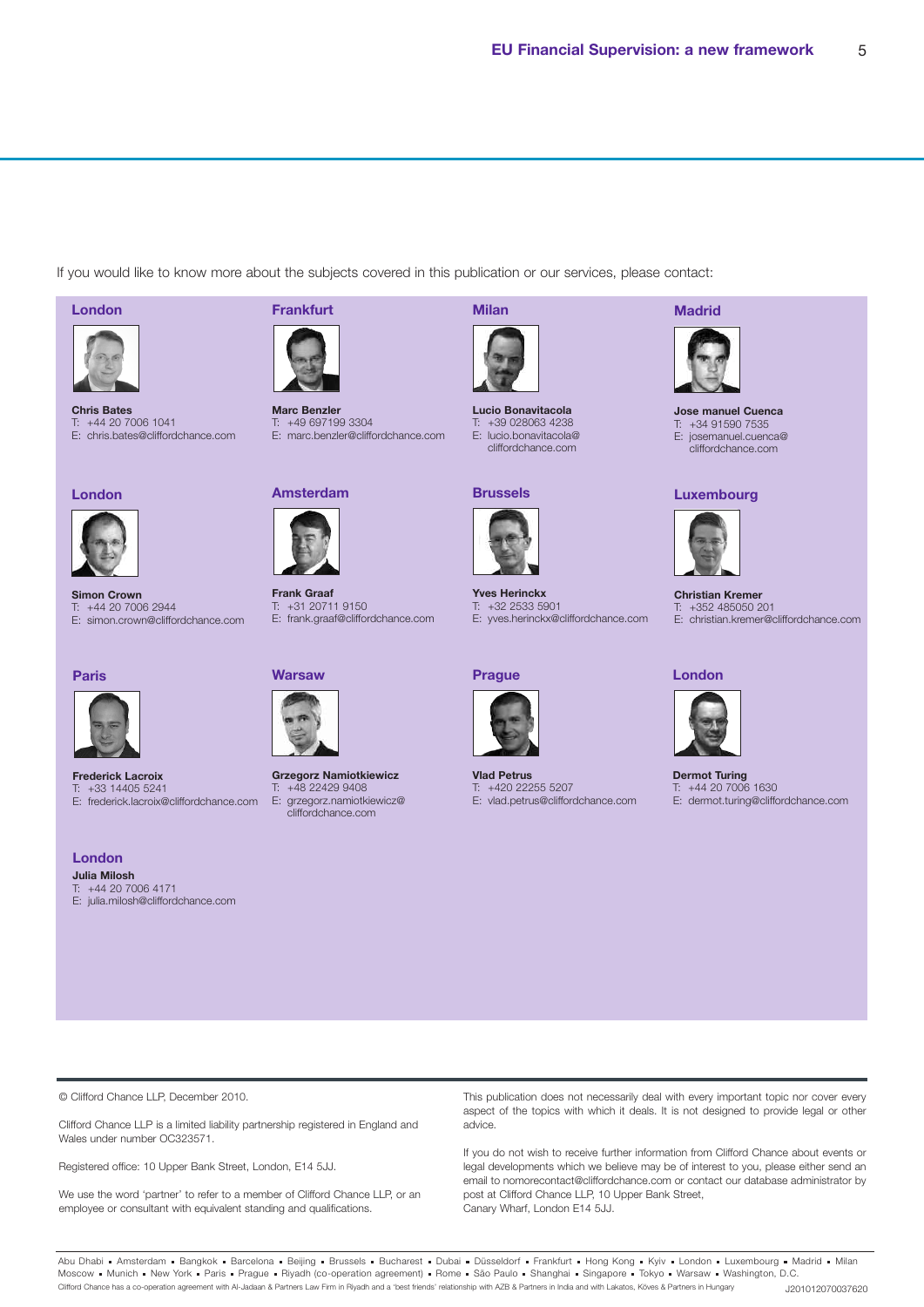If you would like to know more about the subjects covered in this publication or our services, please contact:

**London**

**Chris Bates**
T: +44 20 7006 1041
E: chris.bates@cliffordchance.com

**Frankfurt**

**Marc Benzler**
T: +49 697199 3304
E: marc.benzler@cliffordchance.com

**Milan**

**Lucio Bonavitacola**
T: +39 028063 4238
E: lucio.bonavitacola@cliffordchance.com

**Madrid**

**Jose manuel Cuenca**
T: +34 91590 7535
E: josemanuel.cuenca@cliffordchance.com

**London**

**Simon Crown**
T: +44 20 7006 2944
E: simon.crown@cliffordchance.com

**Amsterdam**

**Frank Graaf**
T: +31 20711 9150
E: frank.graaf@cliffordchance.com

**Brussels**

**Yves Herinckx**
T: +32 2533 5901
E: yves.herinckx@cliffordchance.com

**Luxembourg**

**Christian Kremer**
T: +352 485050 201
E: christian.kremer@cliffordchance.com

**Paris**

**Frederick Lacroix**
T: +33 14405 5241
E: frederick.lacroix@cliffordchance.com

**Warsaw**

**Grzegorz Namiotkiewicz**
T: +48 22429 9408
E: grzegorz.namiotkiewicz@cliffordchance.com

**Prague**

**Vlad Petrus**
T: +420 22255 5207
E: vlad.petrus@cliffordchance.com

**London**

**Dermot Turing**
T: +44 20 7006 1630
E: dermot.turing@cliffordchance.com

**London**

**Julia Milosh**
T: +44 20 7006 4171
E: julia.milosh@cliffordchance.com

© Clifford Chance LLP, December 2010.

Clifford Chance LLP is a limited liability partnership registered in England and Wales under number OC323571.

Registered office: 10 Upper Bank Street, London, E14 5JJ.

We use the word 'partner' to refer to a member of Clifford Chance LLP, or an employee or consultant with equivalent standing and qualifications.

This publication does not necessarily deal with every important topic nor cover every aspect of the topics with which it deals. It is not designed to provide legal or other advice.

If you do not wish to receive further information from Clifford Chance about events or legal developments which we believe may be of interest to you, please either send an email to nomorecontact@cliffordchance.com or contact our database administrator by post at Clifford Chance LLP, 10 Upper Bank Street, Canary Wharf, London E14 5JJ.

Abu Dhabi ▪ Amsterdam ▪ Bangkok ▪ Barcelona ▪ Beijing ▪ Brussels ▪ Bucharest ▪ Dubai ▪ Düsseldorf ▪ Frankfurt ▪ Hong Kong ▪ Kyiv ▪ London ▪ Luxembourg ▪ Madrid ▪ Milan Moscow ▪ Munich ▪ New York ▪ Paris ▪ Prague ▪ Riyadh (co-operation agreement) ▪ Rome ▪ São Paulo ▪ Shanghai ▪ Singapore ▪ Tokyo ▪ Warsaw ▪ Washington, D.C.

Clifford Chance has a co-operation agreement with Al-Jadaan & Partners Law Firm in Riyadh and a 'best friends' relationship with AZB & Partners in India and with Lakatos, Köves & Partners in Hungary

J201012070037620